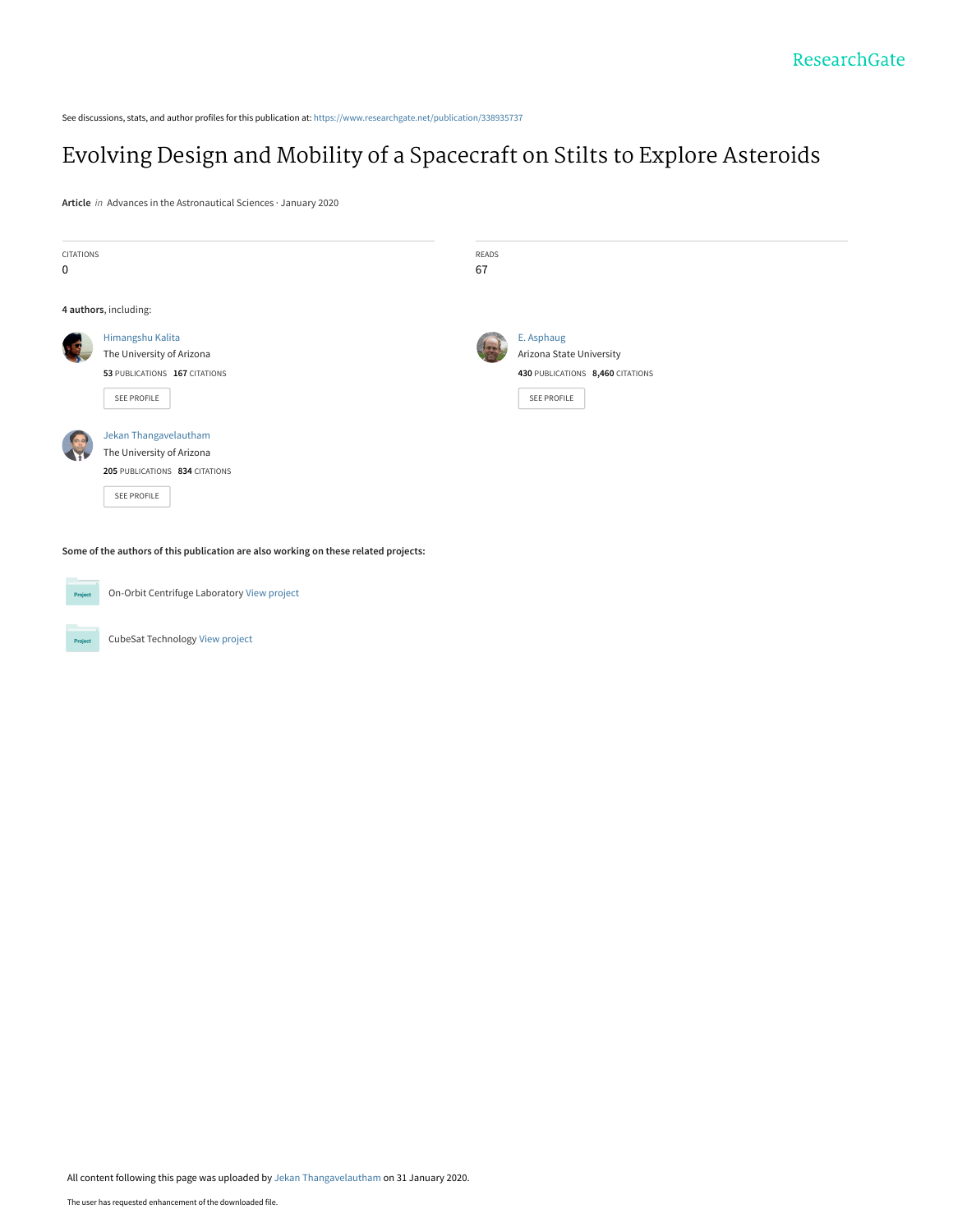ResearchGate

See discussions, stats, and author profiles for this publication at: https://www.researchgate.net/publication/338935737

# Evolving Design and Mobility of a Spacecraft on Stilts to Explore Asteroids

**Article** *in* Advances in the Astronautical Sciences · January 2020

CITATIONS
0

READS
67

**4 authors**, including:

Himangshu Kalita
The University of Arizona
**53** PUBLICATIONS **167** CITATIONS
SEE PROFILE

E. Asphaug
Arizona State University
**430** PUBLICATIONS **8,460** CITATIONS
SEE PROFILE

Jekan Thangavelautham
The University of Arizona
**205** PUBLICATIONS **834** CITATIONS
SEE PROFILE

**Some of the authors of this publication are also working on these related projects:**

On-Orbit Centrifuge Laboratory View project

CubeSat Technology View project

All content following this page was uploaded by Jekan Thangavelautham on 31 January 2020.

The user has requested enhancement of the downloaded file.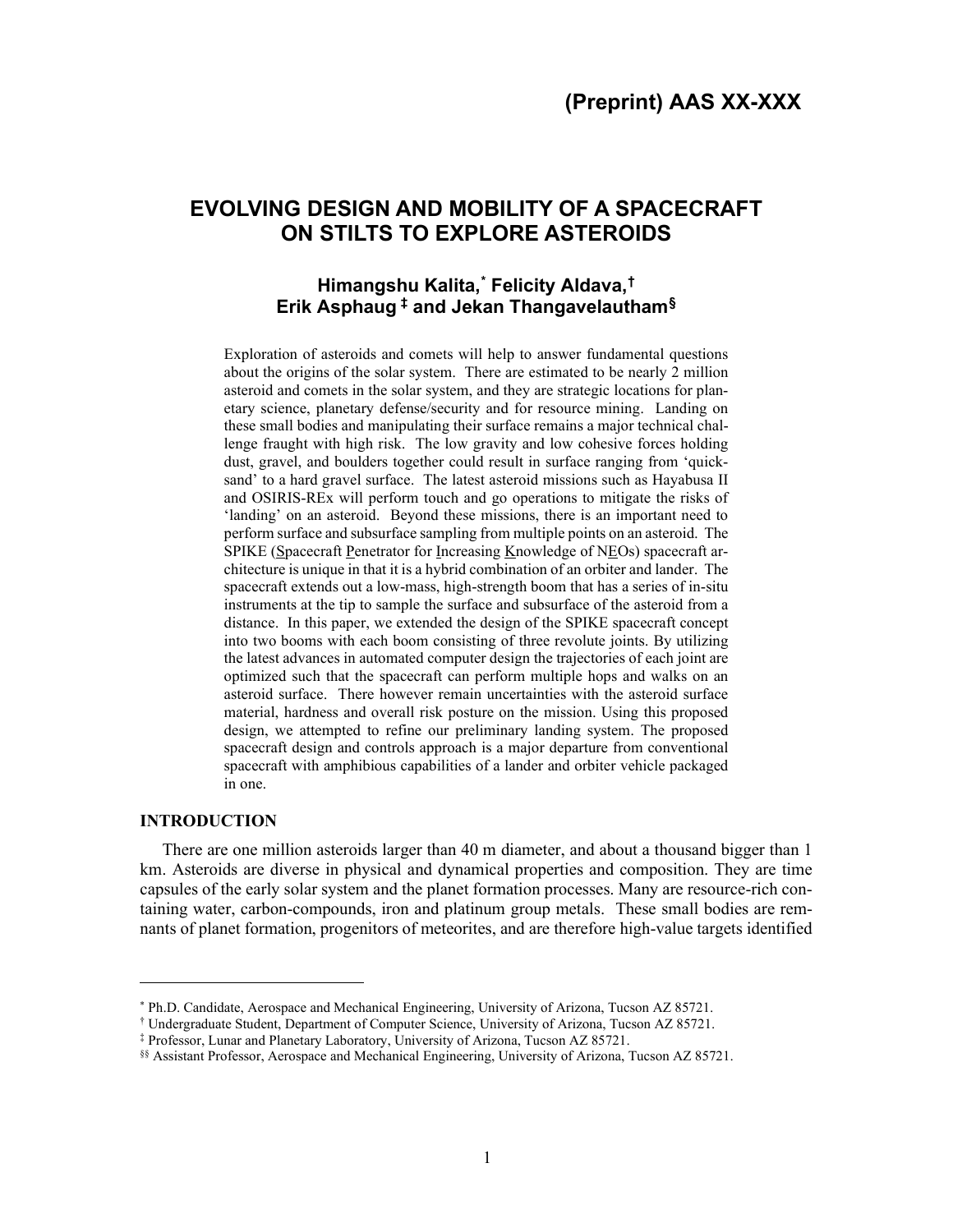(Preprint) AAS XX-XXX

# EVOLVING DESIGN AND MOBILITY OF A SPACECRAFT ON STILTS TO EXPLORE ASTEROIDS

**Himangshu Kalita,[*] Felicity Aldava,[†] Erik Asphaug [‡] and Jekan Thangavelautham[§]**

Exploration of asteroids and comets will help to answer fundamental questions about the origins of the solar system. There are estimated to be nearly 2 million asteroid and comets in the solar system, and they are strategic locations for planetary science, planetary defense/security and for resource mining. Landing on these small bodies and manipulating their surface remains a major technical challenge fraught with high risk. The low gravity and low cohesive forces holding dust, gravel, and boulders together could result in surface ranging from 'quicksand' to a hard gravel surface. The latest asteroid missions such as Hayabusa II and OSIRIS-REx will perform touch and go operations to mitigate the risks of 'landing' on an asteroid. Beyond these missions, there is an important need to perform surface and subsurface sampling from multiple points on an asteroid. The SPIKE (Spacecraft Penetrator for Increasing Knowledge of NEOs) spacecraft architecture is unique in that it is a hybrid combination of an orbiter and lander. The spacecraft extends out a low-mass, high-strength boom that has a series of in-situ instruments at the tip to sample the surface and subsurface of the asteroid from a distance. In this paper, we extended the design of the SPIKE spacecraft concept into two booms with each boom consisting of three revolute joints. By utilizing the latest advances in automated computer design the trajectories of each joint are optimized such that the spacecraft can perform multiple hops and walks on an asteroid surface. There however remain uncertainties with the asteroid surface material, hardness and overall risk posture on the mission. Using this proposed design, we attempted to refine our preliminary landing system. The proposed spacecraft design and controls approach is a major departure from conventional spacecraft with amphibious capabilities of a lander and orbiter vehicle packaged in one.

## INTRODUCTION

There are one million asteroids larger than 40 m diameter, and about a thousand bigger than 1 km. Asteroids are diverse in physical and dynamical properties and composition. They are time capsules of the early solar system and the planet formation processes. Many are resource-rich containing water, carbon-compounds, iron and platinum group metals. These small bodies are remnants of planet formation, progenitors of meteorites, and are therefore high-value targets identified

---

[*] Ph.D. Candidate, Aerospace and Mechanical Engineering, University of Arizona, Tucson AZ 85721.

[†] Undergraduate Student, Department of Computer Science, University of Arizona, Tucson AZ 85721.

[‡] Professor, Lunar and Planetary Laboratory, University of Arizona, Tucson AZ 85721.

[§§] Assistant Professor, Aerospace and Mechanical Engineering, University of Arizona, Tucson AZ 85721.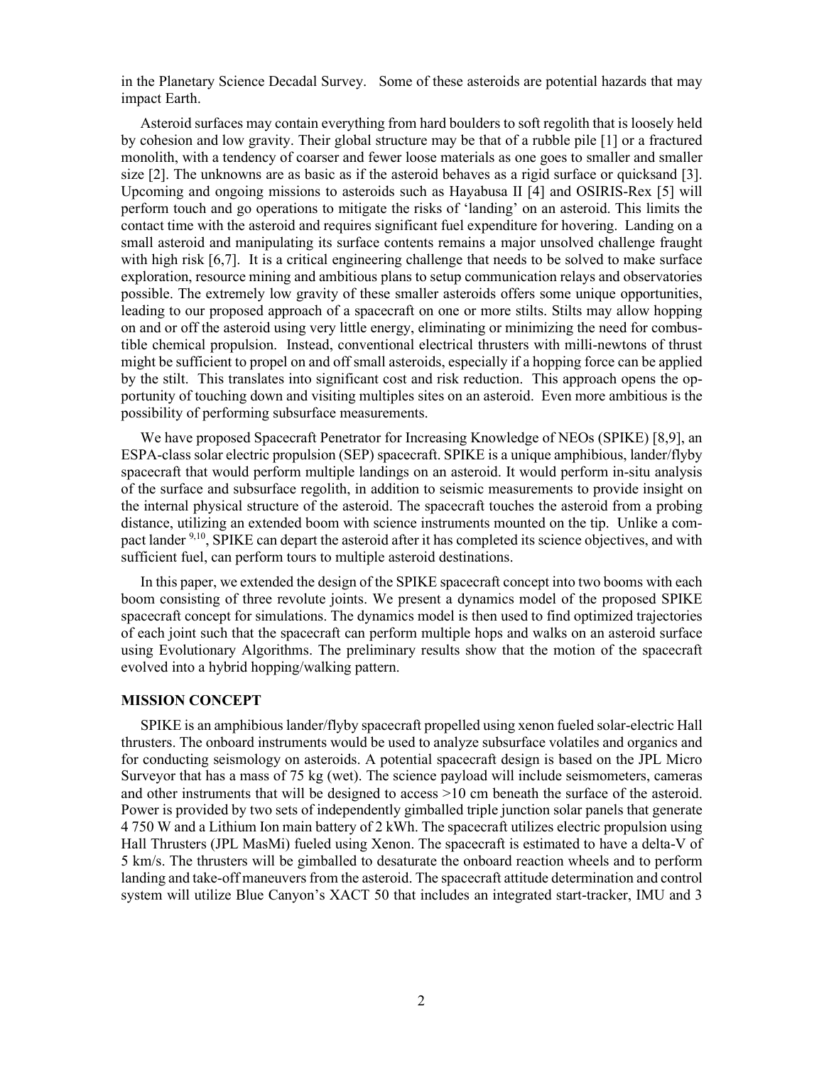in the Planetary Science Decadal Survey.  Some of these asteroids are potential hazards that may impact Earth.

Asteroid surfaces may contain everything from hard boulders to soft regolith that is loosely held by cohesion and low gravity. Their global structure may be that of a rubble pile [1] or a fractured monolith, with a tendency of coarser and fewer loose materials as one goes to smaller and smaller size [2]. The unknowns are as basic as if the asteroid behaves as a rigid surface or quicksand [3]. Upcoming and ongoing missions to asteroids such as Hayabusa II [4] and OSIRIS-Rex [5] will perform touch and go operations to mitigate the risks of 'landing' on an asteroid. This limits the contact time with the asteroid and requires significant fuel expenditure for hovering.  Landing on a small asteroid and manipulating its surface contents remains a major unsolved challenge fraught with high risk [6,7].  It is a critical engineering challenge that needs to be solved to make surface exploration, resource mining and ambitious plans to setup communication relays and observatories possible. The extremely low gravity of these smaller asteroids offers some unique opportunities, leading to our proposed approach of a spacecraft on one or more stilts. Stilts may allow hopping on and or off the asteroid using very little energy, eliminating or minimizing the need for combustible chemical propulsion.  Instead, conventional electrical thrusters with milli-newtons of thrust might be sufficient to propel on and off small asteroids, especially if a hopping force can be applied by the stilt.  This translates into significant cost and risk reduction.  This approach opens the opportunity of touching down and visiting multiples sites on an asteroid.  Even more ambitious is the possibility of performing subsurface measurements.

We have proposed Spacecraft Penetrator for Increasing Knowledge of NEOs (SPIKE) [8,9], an ESPA-class solar electric propulsion (SEP) spacecraft. SPIKE is a unique amphibious, lander/flyby spacecraft that would perform multiple landings on an asteroid. It would perform in-situ analysis of the surface and subsurface regolith, in addition to seismic measurements to provide insight on the internal physical structure of the asteroid. The spacecraft touches the asteroid from a probing distance, utilizing an extended boom with science instruments mounted on the tip.  Unlike a compact lander [9,10], SPIKE can depart the asteroid after it has completed its science objectives, and with sufficient fuel, can perform tours to multiple asteroid destinations.

In this paper, we extended the design of the SPIKE spacecraft concept into two booms with each boom consisting of three revolute joints. We present a dynamics model of the proposed SPIKE spacecraft concept for simulations. The dynamics model is then used to find optimized trajectories of each joint such that the spacecraft can perform multiple hops and walks on an asteroid surface using Evolutionary Algorithms. The preliminary results show that the motion of the spacecraft evolved into a hybrid hopping/walking pattern.

## MISSION CONCEPT

SPIKE is an amphibious lander/flyby spacecraft propelled using xenon fueled solar-electric Hall thrusters. The onboard instruments would be used to analyze subsurface volatiles and organics and for conducting seismology on asteroids. A potential spacecraft design is based on the JPL Micro Surveyor that has a mass of 75 kg (wet). The science payload will include seismometers, cameras and other instruments that will be designed to access >10 cm beneath the surface of the asteroid. Power is provided by two sets of independently gimballed triple junction solar panels that generate 4 750 W and a Lithium Ion main battery of 2 kWh. The spacecraft utilizes electric propulsion using Hall Thrusters (JPL MasMi) fueled using Xenon. The spacecraft is estimated to have a delta-V of 5 km/s. The thrusters will be gimballed to desaturate the onboard reaction wheels and to perform landing and take-off maneuvers from the asteroid. The spacecraft attitude determination and control system will utilize Blue Canyon's XACT 50 that includes an integrated start-tracker, IMU and 3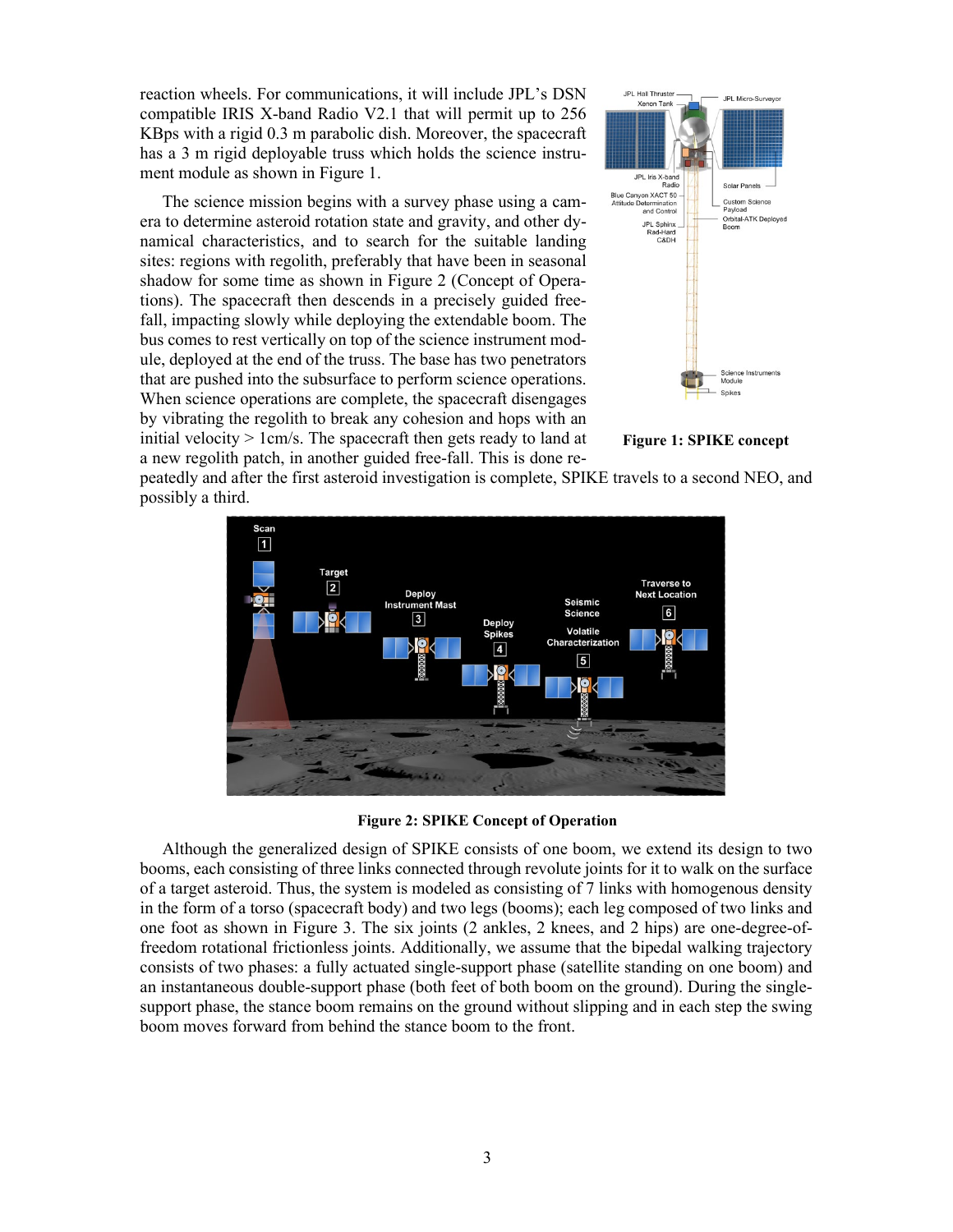reaction wheels. For communications, it will include JPL's DSN compatible IRIS X-band Radio V2.1 that will permit up to 256 KBps with a rigid 0.3 m parabolic dish. Moreover, the spacecraft has a 3 m rigid deployable truss which holds the science instrument module as shown in Figure 1.

The science mission begins with a survey phase using a camera to determine asteroid rotation state and gravity, and other dynamical characteristics, and to search for the suitable landing sites: regions with regolith, preferably that have been in seasonal shadow for some time as shown in Figure 2 (Concept of Operations). The spacecraft then descends in a precisely guided free-fall, impacting slowly while deploying the extendable boom. The bus comes to rest vertically on top of the science instrument module, deployed at the end of the truss. The base has two penetrators that are pushed into the subsurface to perform science operations. When science operations are complete, the spacecraft disengages by vibrating the regolith to break any cohesion and hops with an initial velocity > 1cm/s. The spacecraft then gets ready to land at a new regolith patch, in another guided free-fall. This is done repeatedly and after the first asteroid investigation is complete, SPIKE travels to a second NEO, and possibly a third.

**Figure 1: SPIKE concept**

**Figure 2: SPIKE Concept of Operation**

Although the generalized design of SPIKE consists of one boom, we extend its design to two booms, each consisting of three links connected through revolute joints for it to walk on the surface of a target asteroid. Thus, the system is modeled as consisting of 7 links with homogenous density in the form of a torso (spacecraft body) and two legs (booms); each leg composed of two links and one foot as shown in Figure 3. The six joints (2 ankles, 2 knees, and 2 hips) are one-degree-of-freedom rotational frictionless joints. Additionally, we assume that the bipedal walking trajectory consists of two phases: a fully actuated single-support phase (satellite standing on one boom) and an instantaneous double-support phase (both feet of both boom on the ground). During the single-support phase, the stance boom remains on the ground without slipping and in each step the swing boom moves forward from behind the stance boom to the front.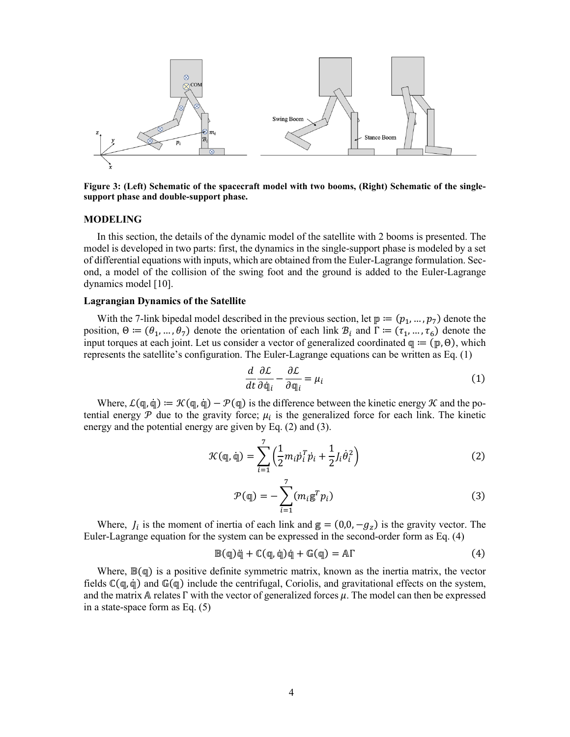**Figure 3: (Left) Schematic of the spacecraft model with two booms, (Right) Schematic of the single-support phase and double-support phase.**

## MODELING

In this section, the details of the dynamic model of the satellite with 2 booms is presented. The model is developed in two parts: first, the dynamics in the single-support phase is modeled by a set of differential equations with inputs, which are obtained from the Euler-Lagrange formulation. Second, a model of the collision of the swing foot and the ground is added to the Euler-Lagrange dynamics model [10].

### Lagrangian Dynamics of the Satellite

With the 7-link bipedal model described in the previous section, let $\mathbb{p} := (p_1, \ldots, p_7)$ denote the position, $\Theta := (\theta_1, \ldots, \theta_7)$ denote the orientation of each link $\mathcal{B}_i$ and $\Gamma := (\tau_1, \ldots, \tau_6)$ denote the input torques at each joint. Let us consider a vector of generalized coordinated $\mathbb{q} := (\mathbb{p}, \Theta)$, which represents the satellite's configuration. The Euler-Lagrange equations can be written as Eq. (1)

$$\frac{d}{dt}\frac{\partial \mathcal{L}}{\partial \dot{\mathbb{q}}_i} - \frac{\partial \mathcal{L}}{\partial \mathbb{q}_i} = \mu_i \tag{1}$$

Where, $\mathcal{L}(\mathbb{q}, \dot{\mathbb{q}}) := \mathcal{K}(\mathbb{q}, \dot{\mathbb{q}}) - \mathcal{P}(\mathbb{q})$ is the difference between the kinetic energy $\mathcal{K}$ and the potential energy $\mathcal{P}$ due to the gravity force; $\mu_i$ is the generalized force for each link. The kinetic energy and the potential energy are given by Eq. (2) and (3).

$$\mathcal{K}(\mathbb{q}, \dot{\mathbb{q}}) = \sum_{i=1}^{7}\left(\frac{1}{2}m_i \dot{p}_i^T \dot{p}_i + \frac{1}{2}J_i \dot{\theta}_i^2\right) \tag{2}$$

$$\mathcal{P}(\mathbb{q}) = -\sum_{i=1}^{7}(m_i \mathbb{g}^T p_i) \tag{3}$$

Where, $J_i$ is the moment of inertia of each link and $\mathbb{g} = (0, 0, -g_z)$ is the gravity vector. The Euler-Lagrange equation for the system can be expressed in the second-order form as Eq. (4)

$$\mathbb{B}(\mathbb{q})\ddot{\mathbb{q}} + \mathbb{C}(\mathbb{q}, \dot{\mathbb{q}})\dot{\mathbb{q}} + \mathbb{G}(\mathbb{q}) = \mathbb{A}\Gamma \tag{4}$$

Where, $\mathbb{B}(\mathbb{q})$ is a positive definite symmetric matrix, known as the inertia matrix, the vector fields $\mathbb{C}(\mathbb{q}, \dot{\mathbb{q}})$ and $\mathbb{G}(\mathbb{q})$ include the centrifugal, Coriolis, and gravitational effects on the system, and the matrix $\mathbb{A}$ relates $\Gamma$ with the vector of generalized forces $\mu$. The model can then be expressed in a state-space form as Eq. (5)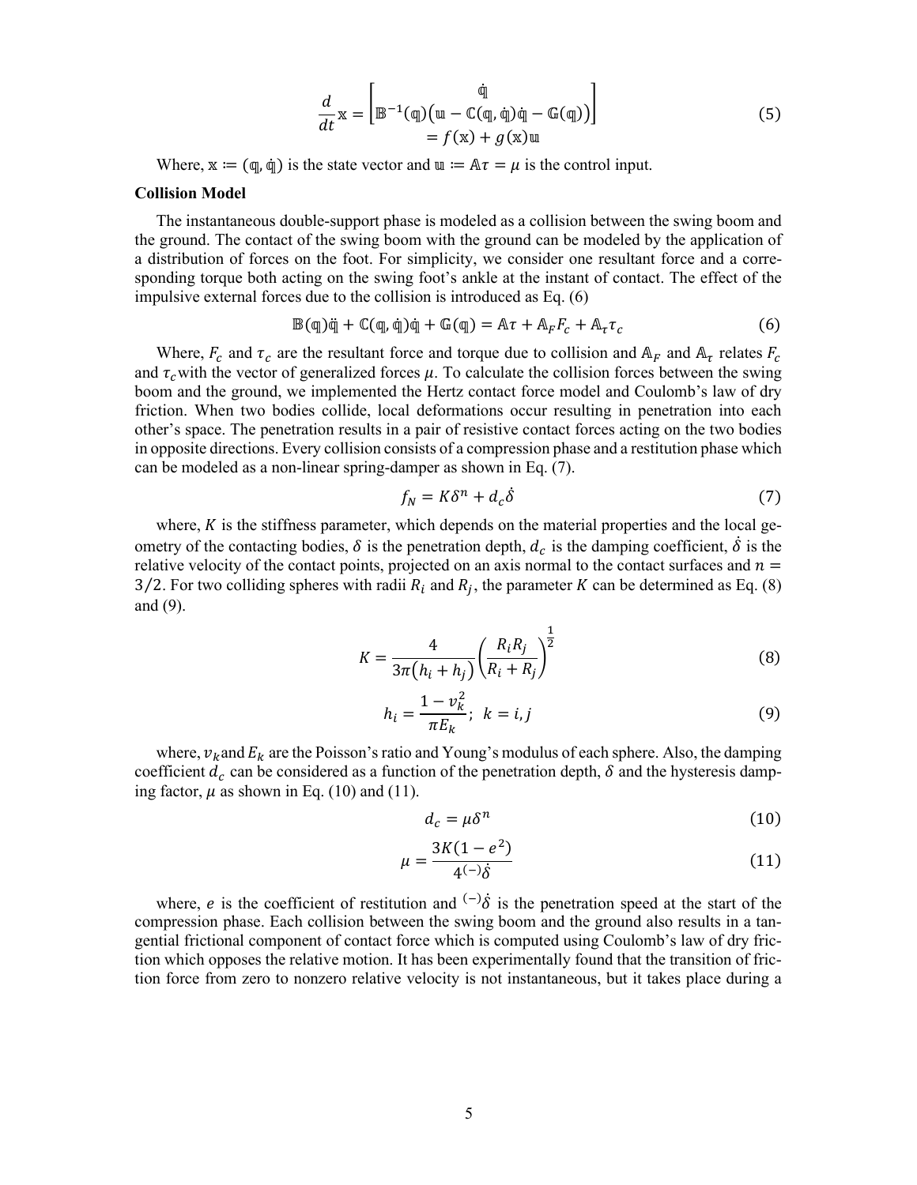$$\frac{d}{dt}\mathbb{x} = \begin{bmatrix} \dot{\mathbb{q}} \\ \mathbb{B}^{-1}(\mathbb{q})\left(\mathbb{u} - \mathbb{C}(\mathbb{q}, \dot{\mathbb{q}})\dot{\mathbb{q}} - \mathbb{G}(\mathbb{q})\right) \end{bmatrix} \\ = f(\mathbb{x}) + g(\mathbb{x})\mathbb{u} \tag{5}$$

Where, $\mathbb{x} := (\mathbb{q}, \dot{\mathbb{q}})$ is the state vector and $\mathbb{u} := \mathbb{A}\tau = \mu$ is the control input.

**Collision Model**

The instantaneous double-support phase is modeled as a collision between the swing boom and the ground. The contact of the swing boom with the ground can be modeled by the application of a distribution of forces on the foot. For simplicity, we consider one resultant force and a corresponding torque both acting on the swing foot's ankle at the instant of contact. The effect of the impulsive external forces due to the collision is introduced as Eq. (6)

$$\mathbb{B}(\mathbb{q})\ddot{\mathbb{q}} + \mathbb{C}(\mathbb{q}, \dot{\mathbb{q}})\dot{\mathbb{q}} + \mathbb{G}(\mathbb{q}) = \mathbb{A}\tau + \mathbb{A}_F F_c + \mathbb{A}_\tau \tau_c \tag{6}$$

Where, $F_c$ and $\tau_c$ are the resultant force and torque due to collision and $\mathbb{A}_F$ and $\mathbb{A}_\tau$ relates $F_c$ and $\tau_c$ with the vector of generalized forces $\mu$. To calculate the collision forces between the swing boom and the ground, we implemented the Hertz contact force model and Coulomb's law of dry friction. When two bodies collide, local deformations occur resulting in penetration into each other's space. The penetration results in a pair of resistive contact forces acting on the two bodies in opposite directions. Every collision consists of a compression phase and a restitution phase which can be modeled as a non-linear spring-damper as shown in Eq. (7).

$$f_N = K\delta^n + d_c\dot{\delta} \tag{7}$$

where, $K$ is the stiffness parameter, which depends on the material properties and the local geometry of the contacting bodies, $\delta$ is the penetration depth, $d_c$ is the damping coefficient, $\dot{\delta}$ is the relative velocity of the contact points, projected on an axis normal to the contact surfaces and $n = 3/2$. For two colliding spheres with radii $R_i$ and $R_j$, the parameter $K$ can be determined as Eq. (8) and (9).

$$K = \frac{4}{3\pi(h_i + h_j)}\left(\frac{R_i R_j}{R_i + R_j}\right)^{\frac{1}{2}} \tag{8}$$

$$h_i = \frac{1 - v_k^2}{\pi E_k};\ \ k = i, j \tag{9}$$

where, $v_k$ and $E_k$ are the Poisson's ratio and Young's modulus of each sphere. Also, the damping coefficient $d_c$ can be considered as a function of the penetration depth, $\delta$ and the hysteresis damping factor, $\mu$ as shown in Eq. (10) and (11).

$$d_c = \mu\delta^n \tag{10}$$

$$\mu = \frac{3K(1 - e^2)}{4^{(-)}\dot{\delta}} \tag{11}$$

where, $e$ is the coefficient of restitution and ${}^{(-)}\dot{\delta}$ is the penetration speed at the start of the compression phase. Each collision between the swing boom and the ground also results in a tangential frictional component of contact force which is computed using Coulomb's law of dry friction which opposes the relative motion. It has been experimentally found that the transition of friction force from zero to nonzero relative velocity is not instantaneous, but it takes place during a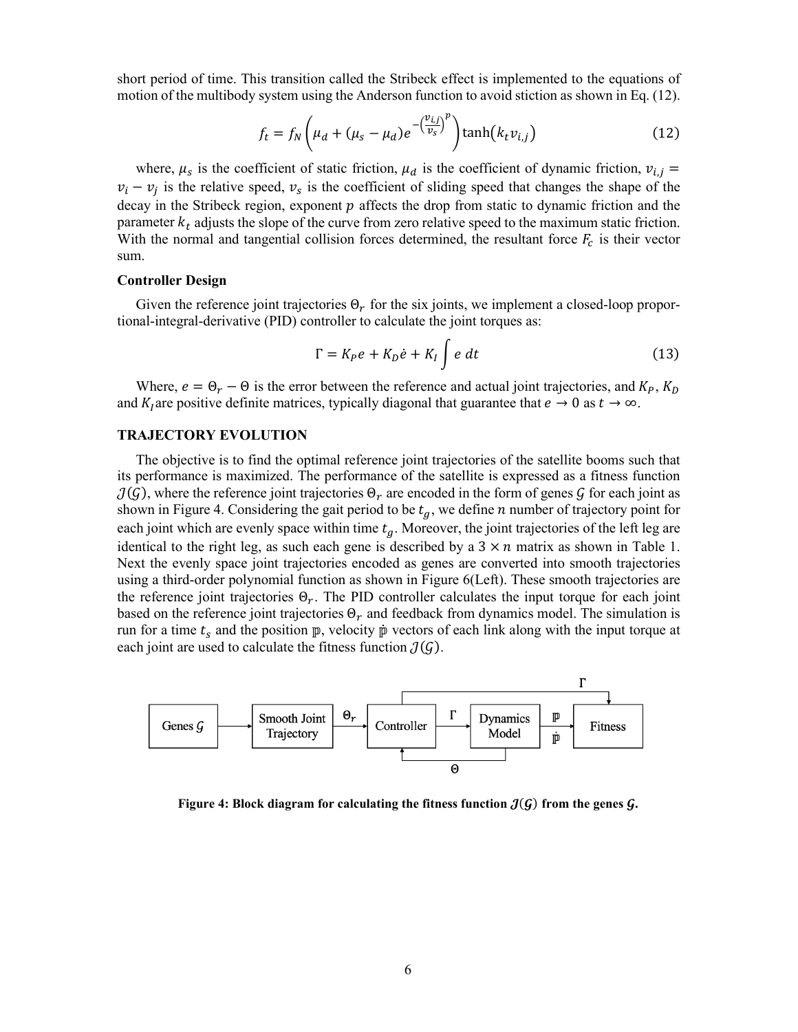short period of time. This transition called the Stribeck effect is implemented to the equations of motion of the multibody system using the Anderson function to avoid stiction as shown in Eq. (12).

$$f_t = f_N \left( \mu_d + (\mu_s - \mu_d) e^{-\left(\frac{v_{i,j}}{v_s}\right)^p} \right) \tanh\left(k_t v_{i,j}\right) \tag{12}$$

where, $\mu_s$ is the coefficient of static friction, $\mu_d$ is the coefficient of dynamic friction, $v_{i,j} = v_i - v_j$ is the relative speed, $v_s$ is the coefficient of sliding speed that changes the shape of the decay in the Stribeck region, exponent $p$ affects the drop from static to dynamic friction and the parameter $k_t$ adjusts the slope of the curve from zero relative speed to the maximum static friction. With the normal and tangential collision forces determined, the resultant force $F_c$ is their vector sum.

### Controller Design

Given the reference joint trajectories $\Theta_r$ for the six joints, we implement a closed-loop proportional-integral-derivative (PID) controller to calculate the joint torques as:

$$\Gamma = K_P e + K_D \dot{e} + K_I \int e \, dt \tag{13}$$

Where, $e = \Theta_r - \Theta$ is the error between the reference and actual joint trajectories, and $K_P$, $K_D$ and $K_I$ are positive definite matrices, typically diagonal that guarantee that $e \to 0$ as $t \to \infty$.

## TRAJECTORY EVOLUTION

The objective is to find the optimal reference joint trajectories of the satellite booms such that its performance is maximized. The performance of the satellite is expressed as a fitness function $\mathcal{J}(\mathcal{G})$, where the reference joint trajectories $\Theta_r$ are encoded in the form of genes $\mathcal{G}$ for each joint as shown in Figure 4. Considering the gait period to be $t_g$, we define $n$ number of trajectory point for each joint which are evenly space within time $t_g$. Moreover, the joint trajectories of the left leg are identical to the right leg, as such each gene is described by a $3 \times n$ matrix as shown in Table 1. Next the evenly space joint trajectories encoded as genes are converted into smooth trajectories using a third-order polynomial function as shown in Figure 6(Left). These smooth trajectories are the reference joint trajectories $\Theta_r$. The PID controller calculates the input torque for each joint based on the reference joint trajectories $\Theta_r$ and feedback from dynamics model. The simulation is run for a time $t_s$ and the position $\mathbb{p}$, velocity $\dot{\mathbb{p}}$ vectors of each link along with the input torque at each joint are used to calculate the fitness function $\mathcal{J}(\mathcal{G})$.

Genes $\mathcal{G}$ → Smooth Joint Trajectory → $\Theta_r$ → Controller → $\Gamma$ → Dynamics Model → $\mathbb{p}$, $\dot{\mathbb{p}}$ → Fitness; $\Theta$ (feedback to Controller); $\Gamma$ (to Fitness)

**Figure 4: Block diagram for calculating the fitness function $\mathcal{J}(\mathcal{G})$ from the genes $\mathcal{G}$.**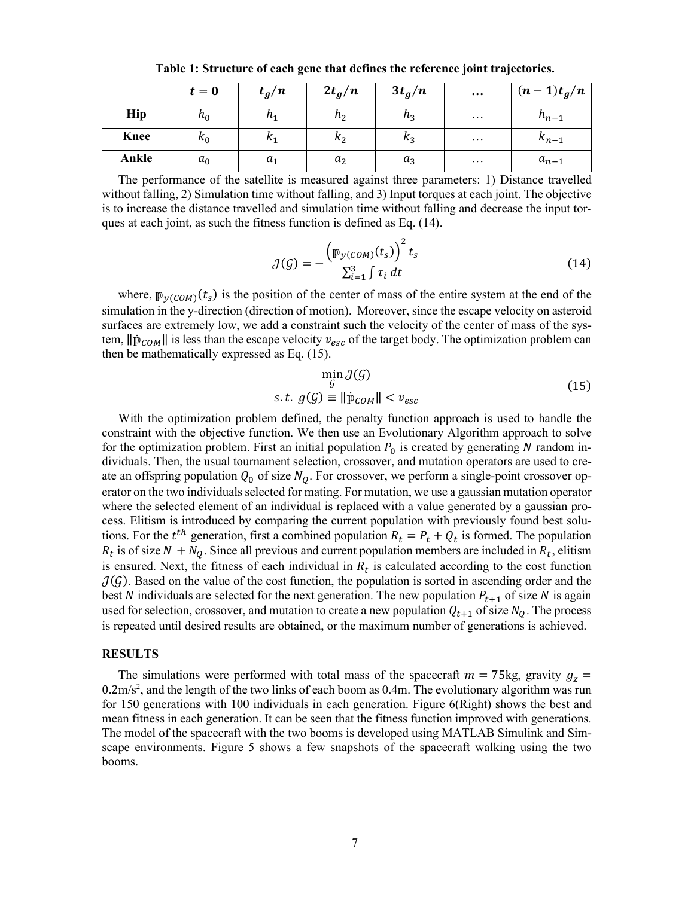**Table 1: Structure of each gene that defines the reference joint trajectories.**

| | $t = 0$ | $t_g/n$ | $2t_g/n$ | $3t_g/n$ | … | $(n-1)t_g/n$ |
|---|---|---|---|---|---|---|
| **Hip** | $h_0$ | $h_1$ | $h_2$ | $h_3$ | … | $h_{n-1}$ |
| **Knee** | $k_0$ | $k_1$ | $k_2$ | $k_3$ | … | $k_{n-1}$ |
| **Ankle** | $a_0$ | $a_1$ | $a_2$ | $a_3$ | … | $a_{n-1}$ |

The performance of the satellite is measured against three parameters: 1) Distance travelled without falling, 2) Simulation time without falling, and 3) Input torques at each joint. The objective is to increase the distance travelled and simulation time without falling and decrease the input torques at each joint, as such the fitness function is defined as Eq. (14).

$$\mathcal{J}(\mathcal{G}) = -\frac{\left(\mathbb{p}_{y(COM)}(t_s)\right)^2 t_s}{\sum_{i=1}^{3} \int \tau_i \, dt} \tag{14}$$

where, $\mathbb{p}_{y(COM)}(t_s)$ is the position of the center of mass of the entire system at the end of the simulation in the y-direction (direction of motion). Moreover, since the escape velocity on asteroid surfaces are extremely low, we add a constraint such the velocity of the center of mass of the system, $\|\dot{\mathbb{p}}_{COM}\|$ is less than the escape velocity $v_{esc}$ of the target body. The optimization problem can then be mathematically expressed as Eq. (15).

$$\begin{gathered} \min_{\mathcal{G}} \mathcal{J}(\mathcal{G}) \\ s.t. \; g(\mathcal{G}) \equiv \|\dot{\mathbb{p}}_{COM}\| < v_{esc} \end{gathered} \tag{15}$$

With the optimization problem defined, the penalty function approach is used to handle the constraint with the objective function. We then use an Evolutionary Algorithm approach to solve for the optimization problem. First an initial population $P_0$ is created by generating $N$ random individuals. Then, the usual tournament selection, crossover, and mutation operators are used to create an offspring population $Q_0$ of size $N_Q$. For crossover, we perform a single-point crossover operator on the two individuals selected for mating. For mutation, we use a gaussian mutation operator where the selected element of an individual is replaced with a value generated by a gaussian process. Elitism is introduced by comparing the current population with previously found best solutions. For the $t^{th}$ generation, first a combined population $R_t = P_t + Q_t$ is formed. The population $R_t$ is of size $N + N_Q$. Since all previous and current population members are included in $R_t$, elitism is ensured. Next, the fitness of each individual in $R_t$ is calculated according to the cost function $\mathcal{J}(\mathcal{G})$. Based on the value of the cost function, the population is sorted in ascending order and the best $N$ individuals are selected for the next generation. The new population $P_{t+1}$ of size $N$ is again used for selection, crossover, and mutation to create a new population $Q_{t+1}$ of size $N_Q$. The process is repeated until desired results are obtained, or the maximum number of generations is achieved.

## RESULTS

The simulations were performed with total mass of the spacecraft $m = 75$kg, gravity $g_z = 0.2$m/s$^2$, and the length of the two links of each boom as 0.4m. The evolutionary algorithm was run for 150 generations with 100 individuals in each generation. Figure 6(Right) shows the best and mean fitness in each generation. It can be seen that the fitness function improved with generations. The model of the spacecraft with the two booms is developed using MATLAB Simulink and Simscape environments. Figure 5 shows a few snapshots of the spacecraft walking using the two booms.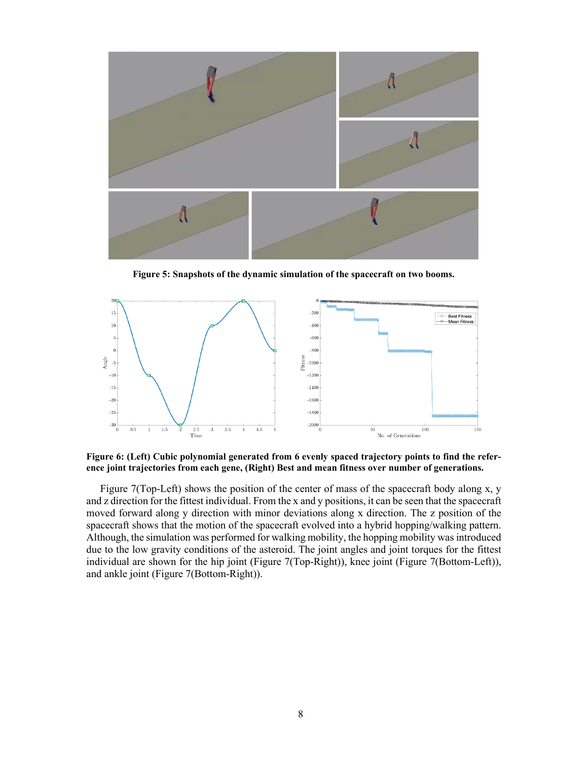**Figure 5: Snapshots of the dynamic simulation of the spacecraft on two booms.**

**Figure 6: (Left) Cubic polynomial generated from 6 evenly spaced trajectory points to find the reference joint trajectories from each gene, (Right) Best and mean fitness over number of generations.**

Figure 7(Top-Left) shows the position of the center of mass of the spacecraft body along x, y and z direction for the fittest individual. From the x and y positions, it can be seen that the spacecraft moved forward along y direction with minor deviations along x direction. The z position of the spacecraft shows that the motion of the spacecraft evolved into a hybrid hopping/walking pattern. Although, the simulation was performed for walking mobility, the hopping mobility was introduced due to the low gravity conditions of the asteroid. The joint angles and joint torques for the fittest individual are shown for the hip joint (Figure 7(Top-Right)), knee joint (Figure 7(Bottom-Left)), and ankle joint (Figure 7(Bottom-Right)).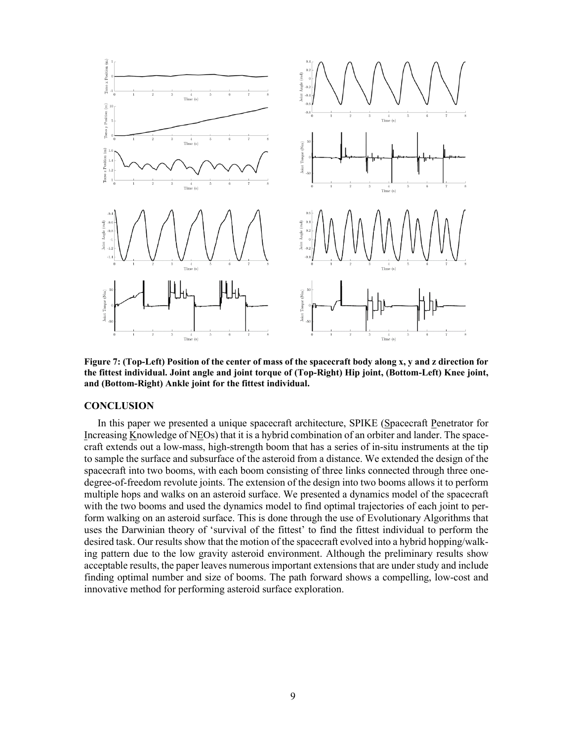**Figure 7: (Top-Left) Position of the center of mass of the spacecraft body along x, y and z direction for the fittest individual. Joint angle and joint torque of (Top-Right) Hip joint, (Bottom-Left) Knee joint, and (Bottom-Right) Ankle joint for the fittest individual.**

## CONCLUSION

In this paper we presented a unique spacecraft architecture, SPIKE (Spacecraft Penetrator for Increasing Knowledge of NEOs) that it is a hybrid combination of an orbiter and lander. The spacecraft extends out a low-mass, high-strength boom that has a series of in-situ instruments at the tip to sample the surface and subsurface of the asteroid from a distance. We extended the design of the spacecraft into two booms, with each boom consisting of three links connected through three one-degree-of-freedom revolute joints. The extension of the design into two booms allows it to perform multiple hops and walks on an asteroid surface. We presented a dynamics model of the spacecraft with the two booms and used the dynamics model to find optimal trajectories of each joint to perform walking on an asteroid surface. This is done through the use of Evolutionary Algorithms that uses the Darwinian theory of 'survival of the fittest' to find the fittest individual to perform the desired task. Our results show that the motion of the spacecraft evolved into a hybrid hopping/walking pattern due to the low gravity asteroid environment. Although the preliminary results show acceptable results, the paper leaves numerous important extensions that are under study and include finding optimal number and size of booms. The path forward shows a compelling, low-cost and innovative method for performing asteroid surface exploration.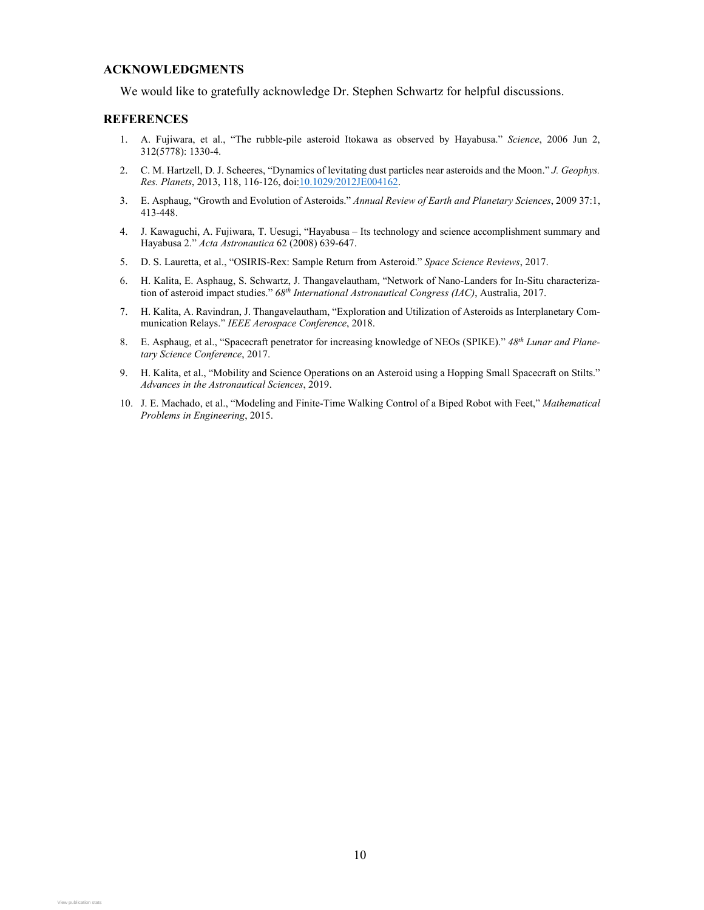## ACKNOWLEDGMENTS

We would like to gratefully acknowledge Dr. Stephen Schwartz for helpful discussions.

## REFERENCES

1. A. Fujiwara, et al., "The rubble-pile asteroid Itokawa as observed by Hayabusa." *Science*, 2006 Jun 2, 312(5778): 1330-4.
2. C. M. Hartzell, D. J. Scheeres, "Dynamics of levitating dust particles near asteroids and the Moon." *J. Geophys. Res. Planets*, 2013, 118, 116-126, doi:10.1029/2012JE004162.
3. E. Asphaug, "Growth and Evolution of Asteroids." *Annual Review of Earth and Planetary Sciences*, 2009 37:1, 413-448.
4. J. Kawaguchi, A. Fujiwara, T. Uesugi, "Hayabusa – Its technology and science accomplishment summary and Hayabusa 2." *Acta Astronautica* 62 (2008) 639-647.
5. D. S. Lauretta, et al., "OSIRIS-Rex: Sample Return from Asteroid." *Space Science Reviews*, 2017.
6. H. Kalita, E. Asphaug, S. Schwartz, J. Thangavelautham, "Network of Nano-Landers for In-Situ characterization of asteroid impact studies." *68th International Astronautical Congress (IAC)*, Australia, 2017.
7. H. Kalita, A. Ravindran, J. Thangavelautham, "Exploration and Utilization of Asteroids as Interplanetary Communication Relays." *IEEE Aerospace Conference*, 2018.
8. E. Asphaug, et al., "Spacecraft penetrator for increasing knowledge of NEOs (SPIKE)." *48th Lunar and Planetary Science Conference*, 2017.
9. H. Kalita, et al., "Mobility and Science Operations on an Asteroid using a Hopping Small Spacecraft on Stilts." *Advances in the Astronautical Sciences*, 2019.
10. J. E. Machado, et al., "Modeling and Finite-Time Walking Control of a Biped Robot with Feet," *Mathematical Problems in Engineering*, 2015.